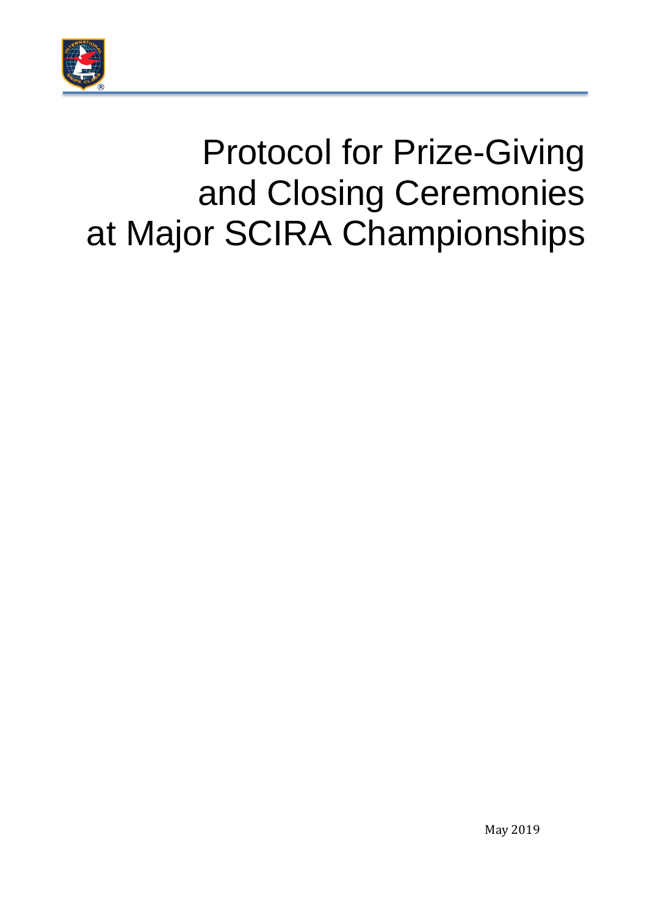# Protocol for Prize-Giving and Closing Ceremonies at Major SCIRA Championships

May 2019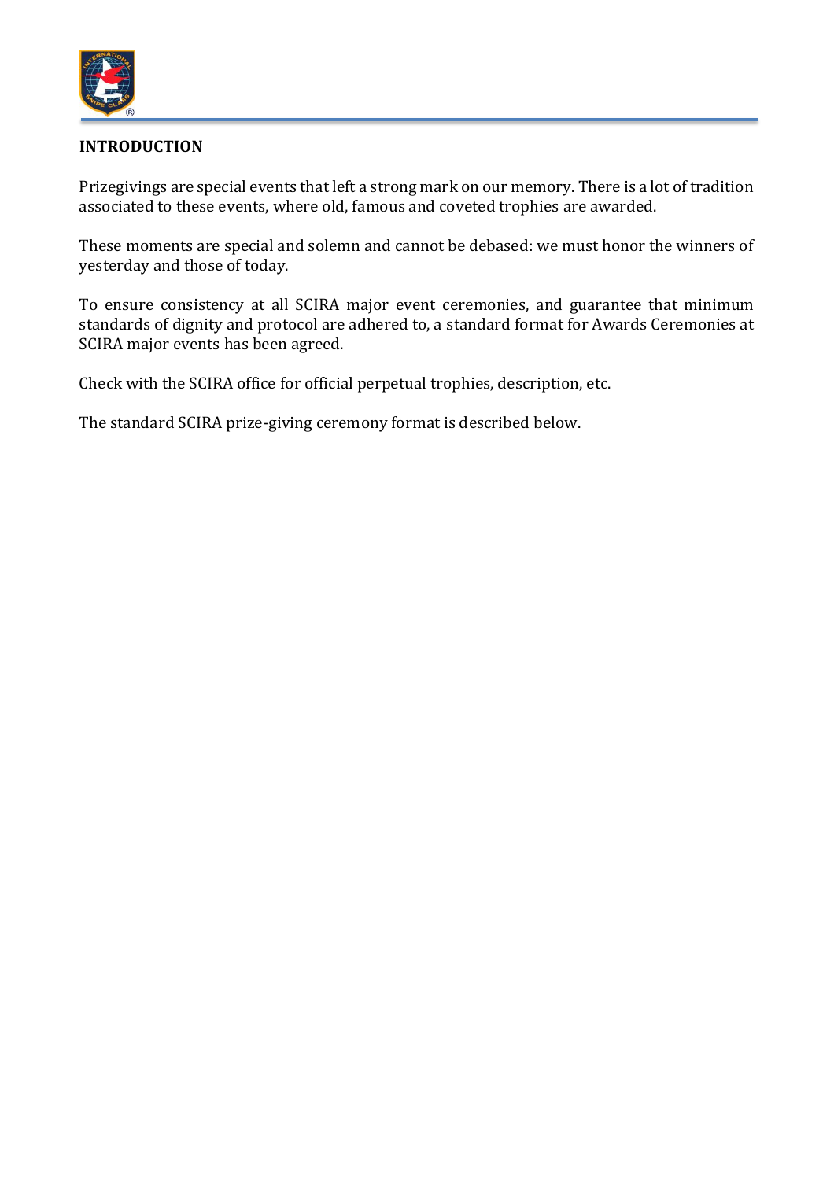## INTRODUCTION

Prizegivings are special events that left a strong mark on our memory. There is a lot of tradition associated to these events, where old, famous and coveted trophies are awarded.

These moments are special and solemn and cannot be debased: we must honor the winners of yesterday and those of today.

To ensure consistency at all SCIRA major event ceremonies, and guarantee that minimum standards of dignity and protocol are adhered to, a standard format for Awards Ceremonies at SCIRA major events has been agreed.

Check with the SCIRA office for official perpetual trophies, description, etc.

The standard SCIRA prize-giving ceremony format is described below.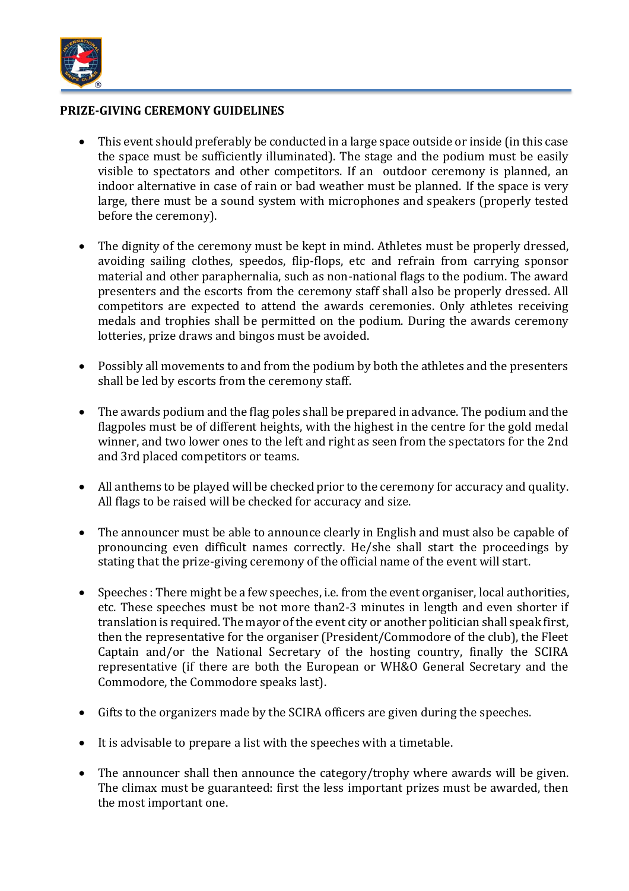**PRIZE-GIVING CEREMONY GUIDELINES**

- This event should preferably be conducted in a large space outside or inside (in this case the space must be sufficiently illuminated). The stage and the podium must be easily visible to spectators and other competitors. If an outdoor ceremony is planned, an indoor alternative in case of rain or bad weather must be planned. If the space is very large, there must be a sound system with microphones and speakers (properly tested before the ceremony).

- The dignity of the ceremony must be kept in mind. Athletes must be properly dressed, avoiding sailing clothes, speedos, flip-flops, etc and refrain from carrying sponsor material and other paraphernalia, such as non-national flags to the podium. The award presenters and the escorts from the ceremony staff shall also be properly dressed. All competitors are expected to attend the awards ceremonies. Only athletes receiving medals and trophies shall be permitted on the podium. During the awards ceremony lotteries, prize draws and bingos must be avoided.

- Possibly all movements to and from the podium by both the athletes and the presenters shall be led by escorts from the ceremony staff.

- The awards podium and the flag poles shall be prepared in advance. The podium and the flagpoles must be of different heights, with the highest in the centre for the gold medal winner, and two lower ones to the left and right as seen from the spectators for the 2nd and 3rd placed competitors or teams.

- All anthems to be played will be checked prior to the ceremony for accuracy and quality. All flags to be raised will be checked for accuracy and size.

- The announcer must be able to announce clearly in English and must also be capable of pronouncing even difficult names correctly. He/she shall start the proceedings by stating that the prize-giving ceremony of the official name of the event will start.

- Speeches : There might be a few speeches, i.e. from the event organiser, local authorities, etc. These speeches must be not more than2-3 minutes in length and even shorter if translation is required. The mayor of the event city or another politician shall speak first, then the representative for the organiser (President/Commodore of the club), the Fleet Captain and/or the National Secretary of the hosting country, finally the SCIRA representative (if there are both the European or WH&O General Secretary and the Commodore, the Commodore speaks last).

- Gifts to the organizers made by the SCIRA officers are given during the speeches.

- It is advisable to prepare a list with the speeches with a timetable.

- The announcer shall then announce the category/trophy where awards will be given. The climax must be guaranteed: first the less important prizes must be awarded, then the most important one.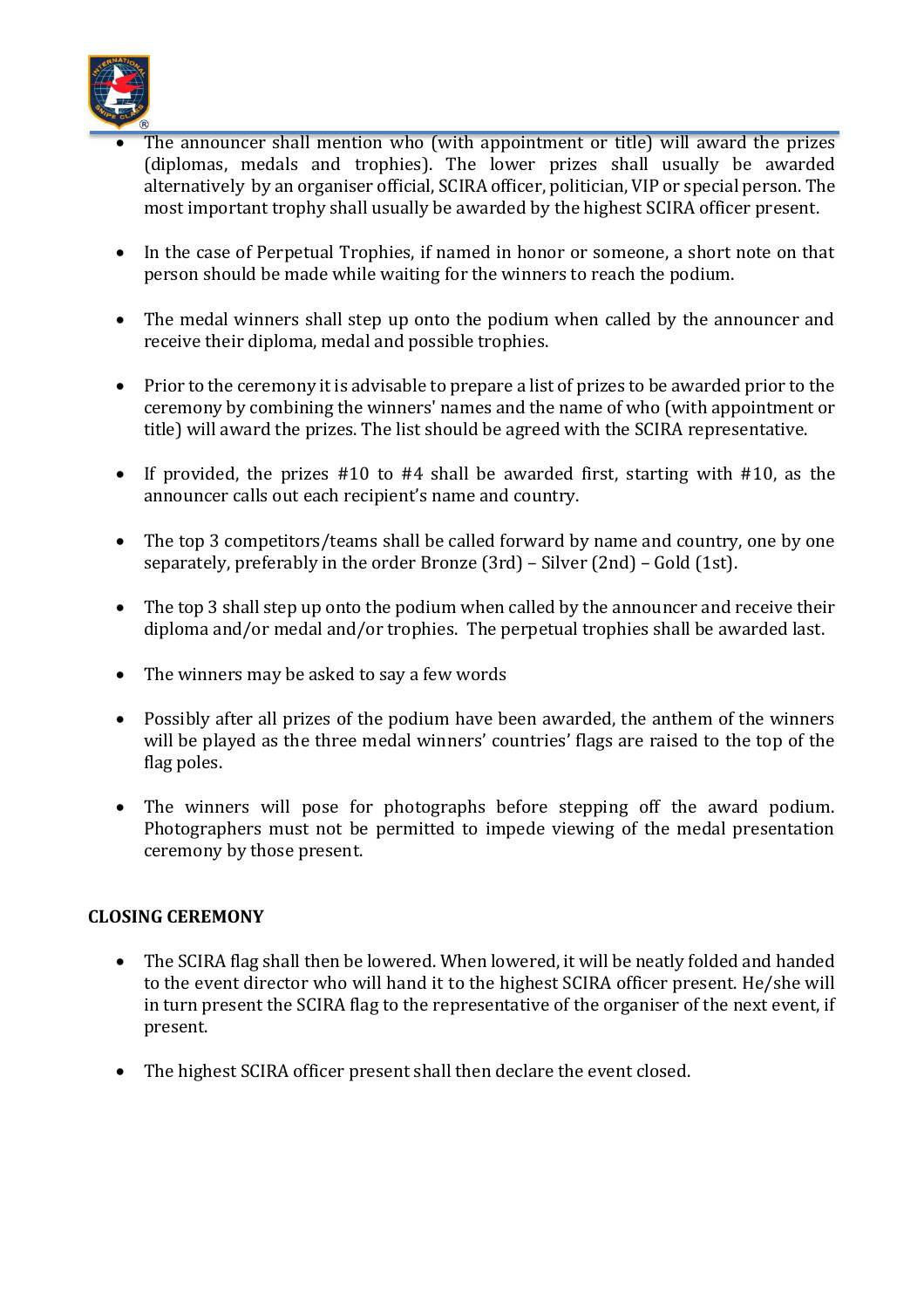- The announcer shall mention who (with appointment or title) will award the prizes (diplomas, medals and trophies). The lower prizes shall usually be awarded alternatively by an organiser official, SCIRA officer, politician, VIP or special person. The most important trophy shall usually be awarded by the highest SCIRA officer present.

- In the case of Perpetual Trophies, if named in honor or someone, a short note on that person should be made while waiting for the winners to reach the podium.

- The medal winners shall step up onto the podium when called by the announcer and receive their diploma, medal and possible trophies.

- Prior to the ceremony it is advisable to prepare a list of prizes to be awarded prior to the ceremony by combining the winners' names and the name of who (with appointment or title) will award the prizes. The list should be agreed with the SCIRA representative.

- If provided, the prizes #10 to #4 shall be awarded first, starting with #10, as the announcer calls out each recipient's name and country.

- The top 3 competitors/teams shall be called forward by name and country, one by one separately, preferably in the order Bronze (3rd) – Silver (2nd) – Gold (1st).

- The top 3 shall step up onto the podium when called by the announcer and receive their diploma and/or medal and/or trophies. The perpetual trophies shall be awarded last.

- The winners may be asked to say a few words

- Possibly after all prizes of the podium have been awarded, the anthem of the winners will be played as the three medal winners' countries' flags are raised to the top of the flag poles.

- The winners will pose for photographs before stepping off the award podium. Photographers must not be permitted to impede viewing of the medal presentation ceremony by those present.

**CLOSING CEREMONY**

- The SCIRA flag shall then be lowered. When lowered, it will be neatly folded and handed to the event director who will hand it to the highest SCIRA officer present. He/she will in turn present the SCIRA flag to the representative of the organiser of the next event, if present.

- The highest SCIRA officer present shall then declare the event closed.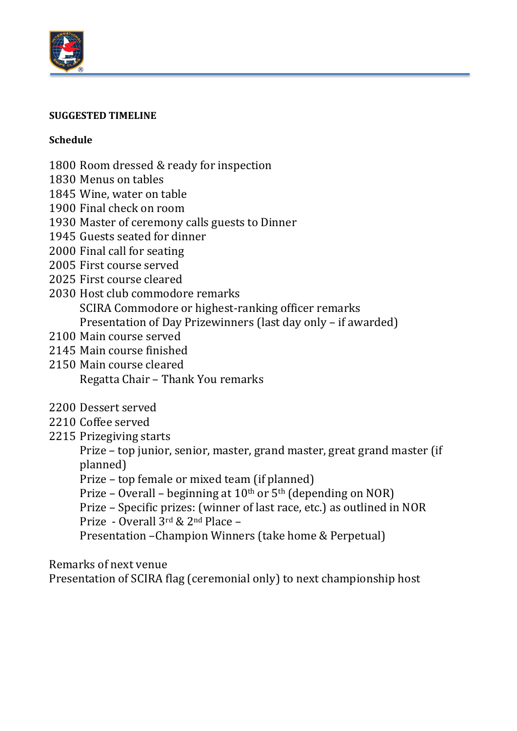**SUGGESTED TIMELINE**

**Schedule**

1800 Room dressed & ready for inspection
1830 Menus on tables
1845 Wine, water on table
1900 Final check on room
1930 Master of ceremony calls guests to Dinner
1945 Guests seated for dinner
2000 Final call for seating
2005 First course served
2025 First course cleared
2030 Host club commodore remarks
   SCIRA Commodore or highest-ranking officer remarks
   Presentation of Day Prizewinners (last day only – if awarded)
2100 Main course served
2145 Main course finished
2150 Main course cleared
   Regatta Chair – Thank You remarks

2200 Dessert served
2210 Coffee served
2215 Prizegiving starts
   Prize – top junior, senior, master, grand master, great grand master (if planned)
   Prize – top female or mixed team (if planned)
   Prize – Overall – beginning at 10th or 5th (depending on NOR)
   Prize – Specific prizes: (winner of last race, etc.) as outlined in NOR
   Prize - Overall 3rd & 2nd Place –
   Presentation –Champion Winners (take home & Perpetual)

Remarks of next venue
Presentation of SCIRA flag (ceremonial only) to next championship host